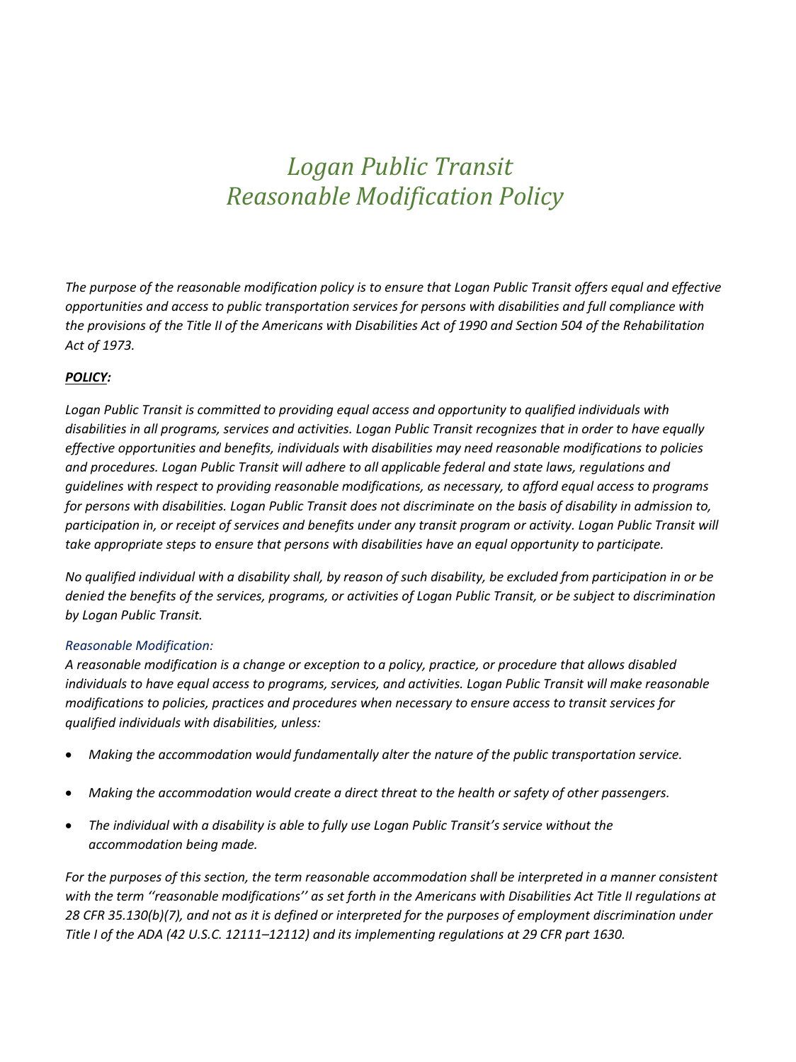# *Logan Public Transit*
# *Reasonable Modification Policy*

*The purpose of the reasonable modification policy is to ensure that Logan Public Transit offers equal and effective opportunities and access to public transportation services for persons with disabilities and full compliance with the provisions of the Title II of the Americans with Disabilities Act of 1990 and Section 504 of the Rehabilitation Act of 1973.*

***POLICY:***

*Logan Public Transit is committed to providing equal access and opportunity to qualified individuals with disabilities in all programs, services and activities. Logan Public Transit recognizes that in order to have equally effective opportunities and benefits, individuals with disabilities may need reasonable modifications to policies and procedures. Logan Public Transit will adhere to all applicable federal and state laws, regulations and guidelines with respect to providing reasonable modifications, as necessary, to afford equal access to programs for persons with disabilities. Logan Public Transit does not discriminate on the basis of disability in admission to, participation in, or receipt of services and benefits under any transit program or activity. Logan Public Transit will take appropriate steps to ensure that persons with disabilities have an equal opportunity to participate.*

*No qualified individual with a disability shall, by reason of such disability, be excluded from participation in or be denied the benefits of the services, programs, or activities of Logan Public Transit, or be subject to discrimination by Logan Public Transit.*

*Reasonable Modification:*

*A reasonable modification is a change or exception to a policy, practice, or procedure that allows disabled individuals to have equal access to programs, services, and activities. Logan Public Transit will make reasonable modifications to policies, practices and procedures when necessary to ensure access to transit services for qualified individuals with disabilities, unless:*

- *Making the accommodation would fundamentally alter the nature of the public transportation service.*
- *Making the accommodation would create a direct threat to the health or safety of other passengers.*
- *The individual with a disability is able to fully use Logan Public Transit's service without the accommodation being made.*

*For the purposes of this section, the term reasonable accommodation shall be interpreted in a manner consistent with the term ''reasonable modifications'' as set forth in the Americans with Disabilities Act Title II regulations at 28 CFR 35.130(b)(7), and not as it is defined or interpreted for the purposes of employment discrimination under Title I of the ADA (42 U.S.C. 12111–12112) and its implementing regulations at 29 CFR part 1630.*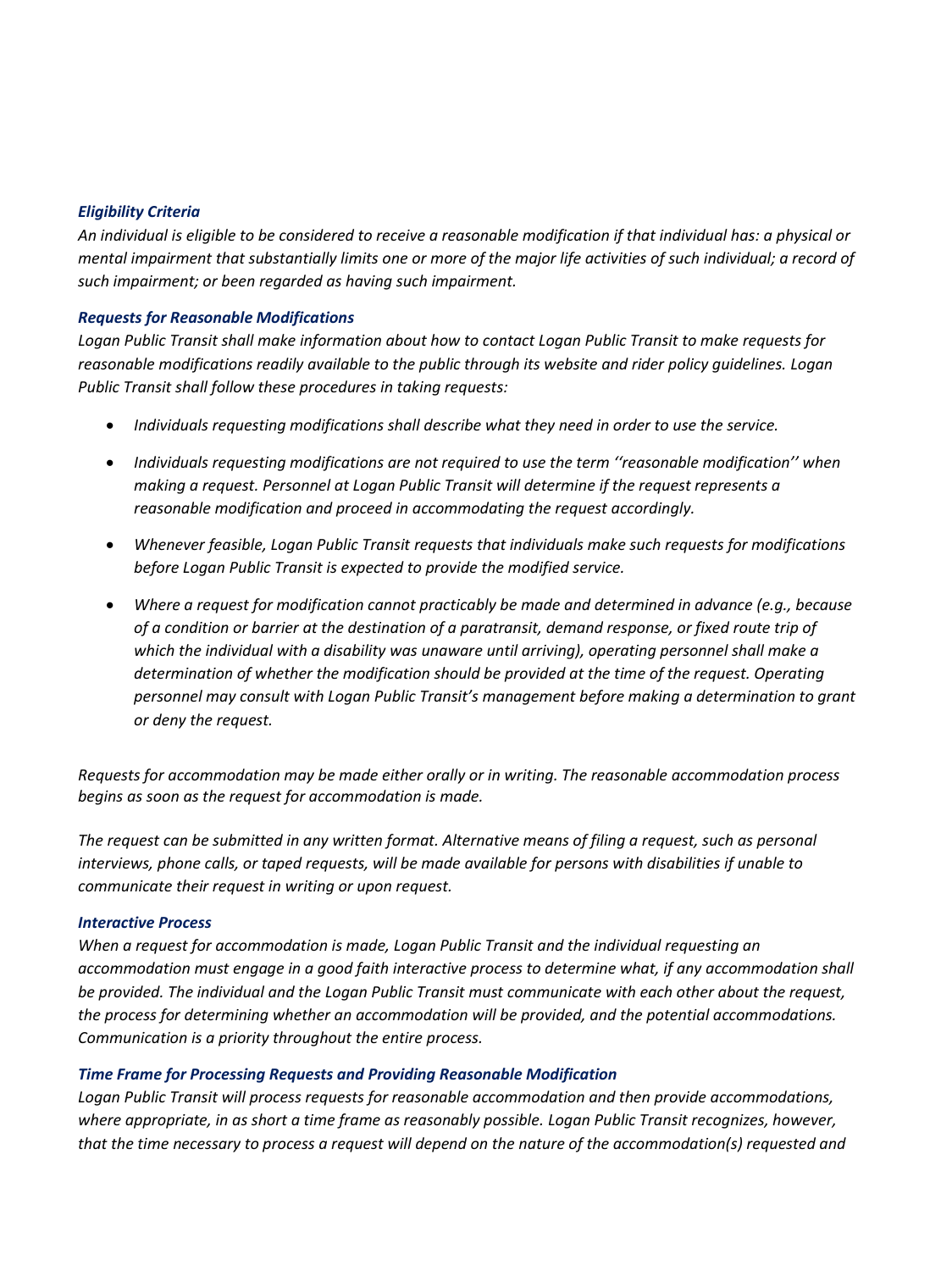### *Eligibility Criteria*

*An individual is eligible to be considered to receive a reasonable modification if that individual has: a physical or mental impairment that substantially limits one or more of the major life activities of such individual; a record of such impairment; or been regarded as having such impairment.*

### *Requests for Reasonable Modifications*

*Logan Public Transit shall make information about how to contact Logan Public Transit to make requests for reasonable modifications readily available to the public through its website and rider policy guidelines. Logan Public Transit shall follow these procedures in taking requests:*

- *Individuals requesting modifications shall describe what they need in order to use the service.*
- *Individuals requesting modifications are not required to use the term ''reasonable modification'' when making a request. Personnel at Logan Public Transit will determine if the request represents a reasonable modification and proceed in accommodating the request accordingly.*
- *Whenever feasible, Logan Public Transit requests that individuals make such requests for modifications before Logan Public Transit is expected to provide the modified service.*
- *Where a request for modification cannot practicably be made and determined in advance (e.g., because of a condition or barrier at the destination of a paratransit, demand response, or fixed route trip of which the individual with a disability was unaware until arriving), operating personnel shall make a determination of whether the modification should be provided at the time of the request. Operating personnel may consult with Logan Public Transit's management before making a determination to grant or deny the request.*

*Requests for accommodation may be made either orally or in writing. The reasonable accommodation process begins as soon as the request for accommodation is made.*

*The request can be submitted in any written format. Alternative means of filing a request, such as personal interviews, phone calls, or taped requests, will be made available for persons with disabilities if unable to communicate their request in writing or upon request.*

### *Interactive Process*

*When a request for accommodation is made, Logan Public Transit and the individual requesting an accommodation must engage in a good faith interactive process to determine what, if any accommodation shall be provided. The individual and the Logan Public Transit must communicate with each other about the request, the process for determining whether an accommodation will be provided, and the potential accommodations. Communication is a priority throughout the entire process.*

### *Time Frame for Processing Requests and Providing Reasonable Modification*

*Logan Public Transit will process requests for reasonable accommodation and then provide accommodations, where appropriate, in as short a time frame as reasonably possible. Logan Public Transit recognizes, however, that the time necessary to process a request will depend on the nature of the accommodation(s) requested and*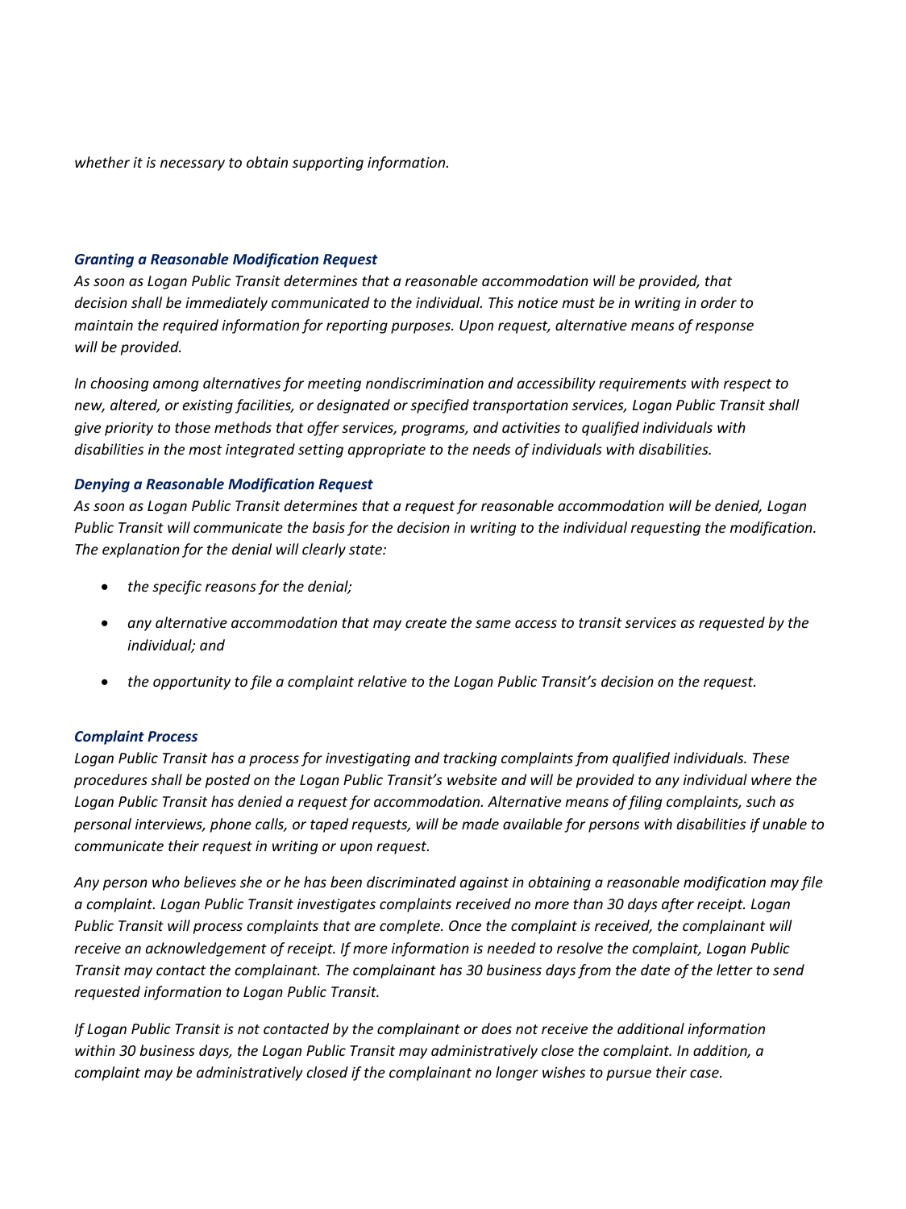*whether it is necessary to obtain supporting information.*

### *Granting a Reasonable Modification Request*

*As soon as Logan Public Transit determines that a reasonable accommodation will be provided, that decision shall be immediately communicated to the individual. This notice must be in writing in order to maintain the required information for reporting purposes. Upon request, alternative means of response will be provided.*

*In choosing among alternatives for meeting nondiscrimination and accessibility requirements with respect to new, altered, or existing facilities, or designated or specified transportation services, Logan Public Transit shall give priority to those methods that offer services, programs, and activities to qualified individuals with disabilities in the most integrated setting appropriate to the needs of individuals with disabilities.*

### *Denying a Reasonable Modification Request*

*As soon as Logan Public Transit determines that a request for reasonable accommodation will be denied, Logan Public Transit will communicate the basis for the decision in writing to the individual requesting the modification. The explanation for the denial will clearly state:*

- *the specific reasons for the denial;*
- *any alternative accommodation that may create the same access to transit services as requested by the individual; and*
- *the opportunity to file a complaint relative to the Logan Public Transit's decision on the request.*

### *Complaint Process*

*Logan Public Transit has a process for investigating and tracking complaints from qualified individuals. These procedures shall be posted on the Logan Public Transit's website and will be provided to any individual where the Logan Public Transit has denied a request for accommodation. Alternative means of filing complaints, such as personal interviews, phone calls, or taped requests, will be made available for persons with disabilities if unable to communicate their request in writing or upon request.*

*Any person who believes she or he has been discriminated against in obtaining a reasonable modification may file a complaint. Logan Public Transit investigates complaints received no more than 30 days after receipt. Logan Public Transit will process complaints that are complete. Once the complaint is received, the complainant will receive an acknowledgement of receipt. If more information is needed to resolve the complaint, Logan Public Transit may contact the complainant. The complainant has 30 business days from the date of the letter to send requested information to Logan Public Transit.*

*If Logan Public Transit is not contacted by the complainant or does not receive the additional information within 30 business days, the Logan Public Transit may administratively close the complaint. In addition, a complaint may be administratively closed if the complainant no longer wishes to pursue their case.*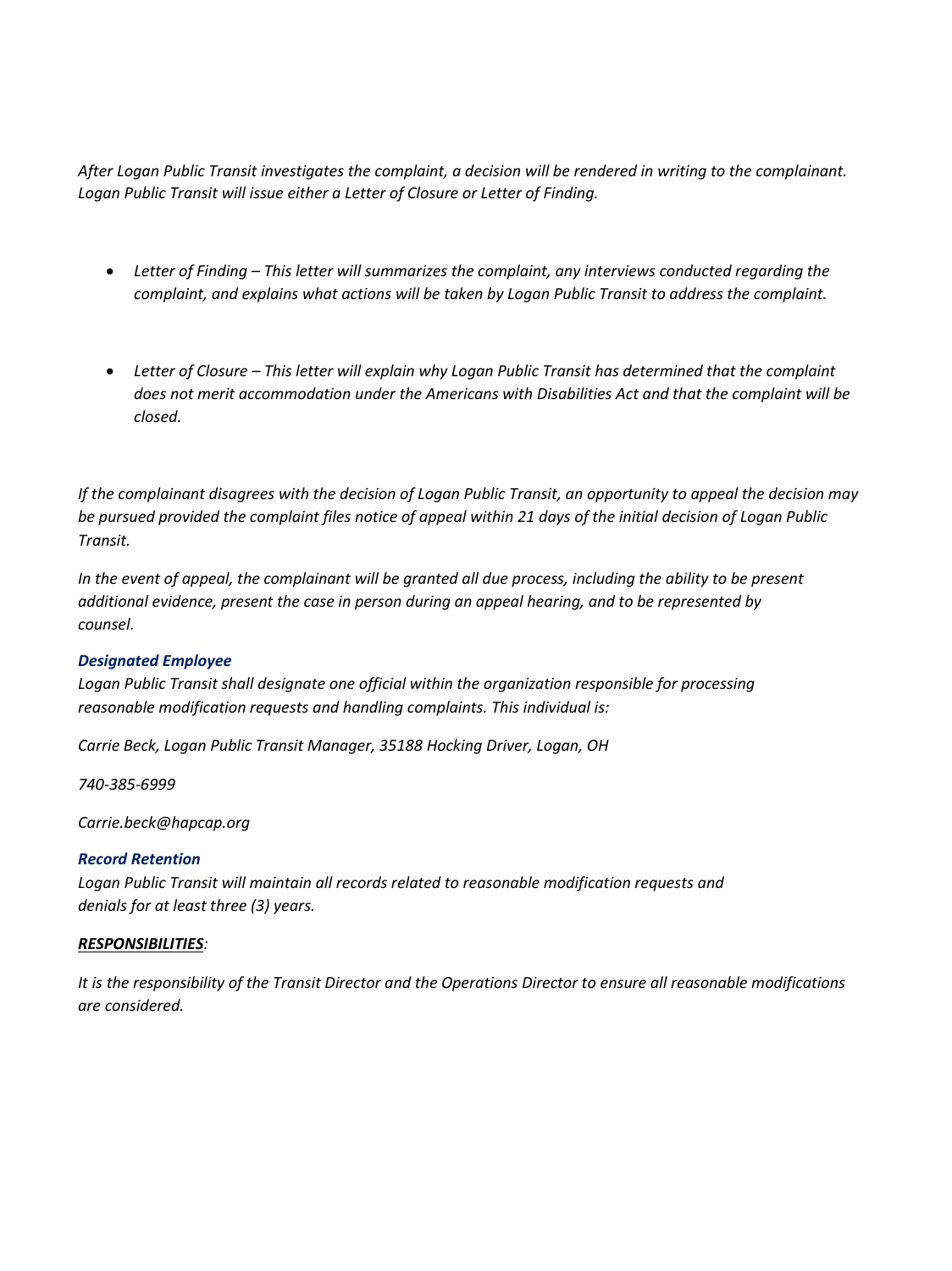*After Logan Public Transit investigates the complaint, a decision will be rendered in writing to the complainant. Logan Public Transit will issue either a Letter of Closure or Letter of Finding.*

- *Letter of Finding – This letter will summarizes the complaint, any interviews conducted regarding the complaint, and explains what actions will be taken by Logan Public Transit to address the complaint.*

- *Letter of Closure – This letter will explain why Logan Public Transit has determined that the complaint does not merit accommodation under the Americans with Disabilities Act and that the complaint will be closed.*

*If the complainant disagrees with the decision of Logan Public Transit, an opportunity to appeal the decision may be pursued provided the complaint files notice of appeal within 21 days of the initial decision of Logan Public Transit.*

*In the event of appeal, the complainant will be granted all due process, including the ability to be present additional evidence, present the case in person during an appeal hearing, and to be represented by counsel.*

***Designated Employee***

*Logan Public Transit shall designate one official within the organization responsible for processing reasonable modification requests and handling complaints. This individual is:*

*Carrie Beck, Logan Public Transit Manager, 35188 Hocking Driver, Logan, OH*

*740-385-6999*

*Carrie.beck@hapcap.org*

***Record Retention***

*Logan Public Transit will maintain all records related to reasonable modification requests and denials for at least three (3) years.*

***RESPONSIBILITIES:***

*It is the responsibility of the Transit Director and the Operations Director to ensure all reasonable modifications are considered.*